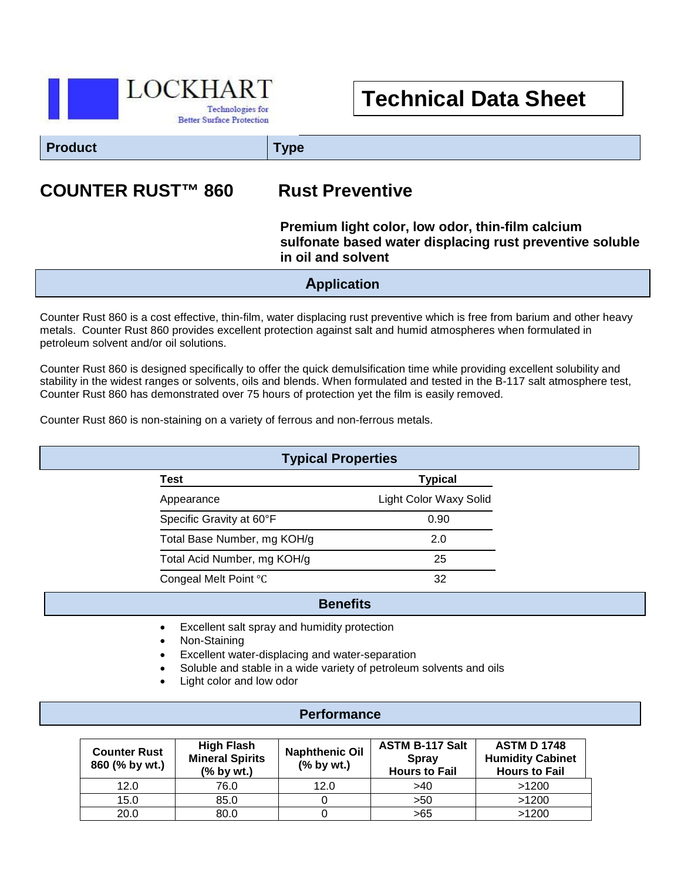LOCKHART
Technologies for Better Surface Protection

# Technical Data Sheet

| Product | Type |
|---|---|
| **COUNTER RUST™ 860** | **Rust Preventive** |

**Premium light color, low odor, thin-film calcium sulfonate based water displacing rust preventive soluble in oil and solvent**

## Application

Counter Rust 860 is a cost effective, thin-film, water displacing rust preventive which is free from barium and other heavy metals. Counter Rust 860 provides excellent protection against salt and humid atmospheres when formulated in petroleum solvent and/or oil solutions.

Counter Rust 860 is designed specifically to offer the quick demulsification time while providing excellent solubility and stability in the widest ranges or solvents, oils and blends. When formulated and tested in the B-117 salt atmosphere test, Counter Rust 860 has demonstrated over 75 hours of protection yet the film is easily removed.

Counter Rust 860 is non-staining on a variety of ferrous and non-ferrous metals.

## Typical Properties

| Test | Typical |
|---|---|
| Appearance | Light Color Waxy Solid |
| Specific Gravity at 60°F | 0.90 |
| Total Base Number, mg KOH/g | 2.0 |
| Total Acid Number, mg KOH/g | 25 |
| Congeal Melt Point °C | 32 |

## Benefits

- Excellent salt spray and humidity protection
- Non-Staining
- Excellent water-displacing and water-separation
- Soluble and stable in a wide variety of petroleum solvents and oils
- Light color and low odor

## Performance

| Counter Rust 860 (% by wt.) | High Flash Mineral Spirits (% by wt.) | Naphthenic Oil (% by wt.) | ASTM B-117 Salt Spray Hours to Fail | ASTM D 1748 Humidity Cabinet Hours to Fail |
|---|---|---|---|---|
| 12.0 | 76.0 | 12.0 | >40 | >1200 |
| 15.0 | 85.0 | 0 | >50 | >1200 |
| 20.0 | 80.0 | 0 | >65 | >1200 |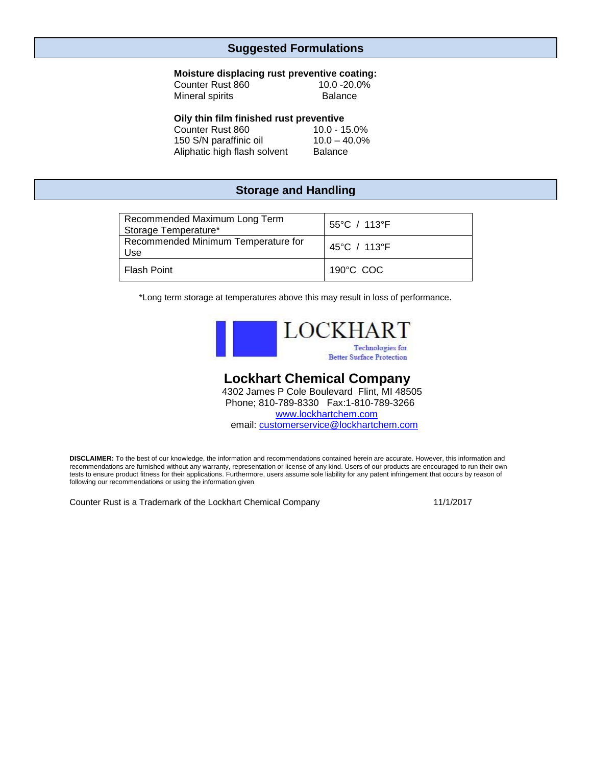## Suggested Formulations

**Moisture displacing rust preventive coating:**

| | |
|---|---|
| Counter Rust 860 | 10.0 -20.0% |
| Mineral spirits | Balance |

**Oily thin film finished rust preventive**

| | |
|---|---|
| Counter Rust 860 | 10.0 - 15.0% |
| 150 S/N paraffinic oil | 10.0 – 40.0% |
| Aliphatic high flash solvent | Balance |

## Storage and Handling

| | |
|---|---|
| Recommended Maximum Long Term Storage Temperature* | 55°C / 113°F |
| Recommended Minimum Temperature for Use | 45°C / 113°F |
| Flash Point | 190°C COC |

*Long term storage at temperatures above this may result in loss of performance.

LOCKHART
Technologies for
Better Surface Protection

**Lockhart Chemical Company**

4302 James P Cole Boulevard Flint, MI 48505
Phone; 810-789-8330 Fax:1-810-789-3266
www.lockhartchem.com
email: customerservice@lockhartchem.com

**DISCLAIMER:** To the best of our knowledge, the information and recommendations contained herein are accurate. However, this information and recommendations are furnished without any warranty, representation or license of any kind. Users of our products are encouraged to run their own tests to ensure product fitness for their applications. Furthermore, users assume sole liability for any patent infringement that occurs by reason of following our recommendations or using the information given

Counter Rust is a Trademark of the Lockhart Chemical Company 11/1/2017